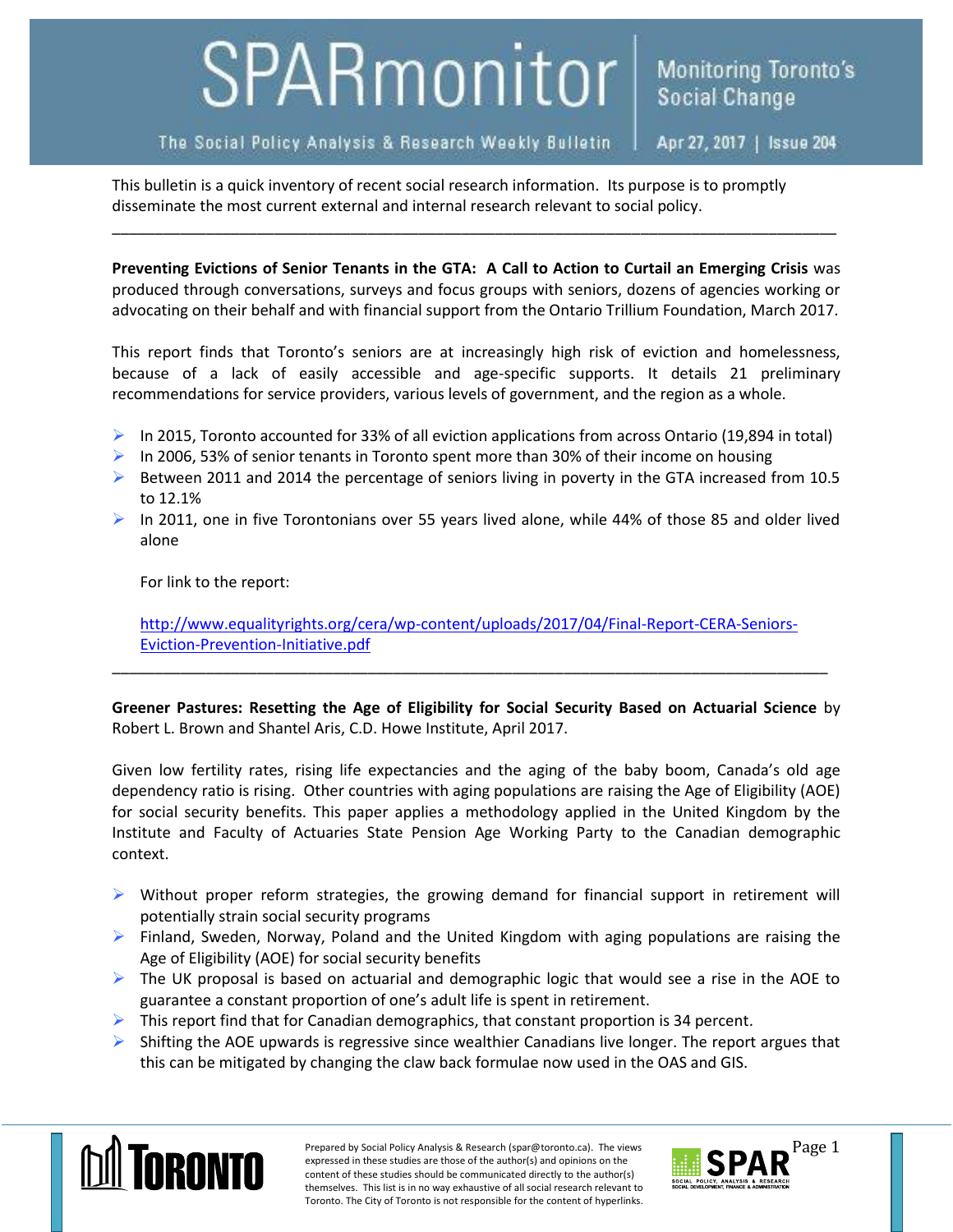# SPARmonitor

**Monitoring Toronto's Social Change**

The Social Policy Analysis & Research Weekly Bulletin | Apr 27, 2017 | Issue 204

This bulletin is a quick inventory of recent social research information. Its purpose is to promptly disseminate the most current external and internal research relevant to social policy.

---

**Preventing Evictions of Senior Tenants in the GTA: A Call to Action to Curtail an Emerging Crisis** was produced through conversations, surveys and focus groups with seniors, dozens of agencies working or advocating on their behalf and with financial support from the Ontario Trillium Foundation, March 2017.

This report finds that Toronto's seniors are at increasingly high risk of eviction and homelessness, because of a lack of easily accessible and age-specific supports. It details 21 preliminary recommendations for service providers, various levels of government, and the region as a whole.

- In 2015, Toronto accounted for 33% of all eviction applications from across Ontario (19,894 in total)
- In 2006, 53% of senior tenants in Toronto spent more than 30% of their income on housing
- Between 2011 and 2014 the percentage of seniors living in poverty in the GTA increased from 10.5 to 12.1%
- In 2011, one in five Torontonians over 55 years lived alone, while 44% of those 85 and older lived alone

  For link to the report:

  [http://www.equalityrights.org/cera/wp-content/uploads/2017/04/Final-Report-CERA-Seniors-Eviction-Prevention-Initiative.pdf](http://www.equalityrights.org/cera/wp-content/uploads/2017/04/Final-Report-CERA-Seniors-Eviction-Prevention-Initiative.pdf)

---

**Greener Pastures: Resetting the Age of Eligibility for Social Security Based on Actuarial Science** by Robert L. Brown and Shantel Aris, C.D. Howe Institute, April 2017.

Given low fertility rates, rising life expectancies and the aging of the baby boom, Canada's old age dependency ratio is rising. Other countries with aging populations are raising the Age of Eligibility (AOE) for social security benefits. This paper applies a methodology applied in the United Kingdom by the Institute and Faculty of Actuaries State Pension Age Working Party to the Canadian demographic context.

- Without proper reform strategies, the growing demand for financial support in retirement will potentially strain social security programs
- Finland, Sweden, Norway, Poland and the United Kingdom with aging populations are raising the Age of Eligibility (AOE) for social security benefits
- The UK proposal is based on actuarial and demographic logic that would see a rise in the AOE to guarantee a constant proportion of one's adult life is spent in retirement.
- This report find that for Canadian demographics, that constant proportion is 34 percent.
- Shifting the AOE upwards is regressive since wealthier Canadians live longer. The report argues that this can be mitigated by changing the claw back formulae now used in the OAS and GIS.

Prepared by Social Policy Analysis & Research (spar@toronto.ca). The views expressed in these studies are those of the author(s) and opinions on the content of these studies should be communicated directly to the author(s) themselves. This list is in no way exhaustive of all social research relevant to Toronto. The City of Toronto is not responsible for the content of hyperlinks.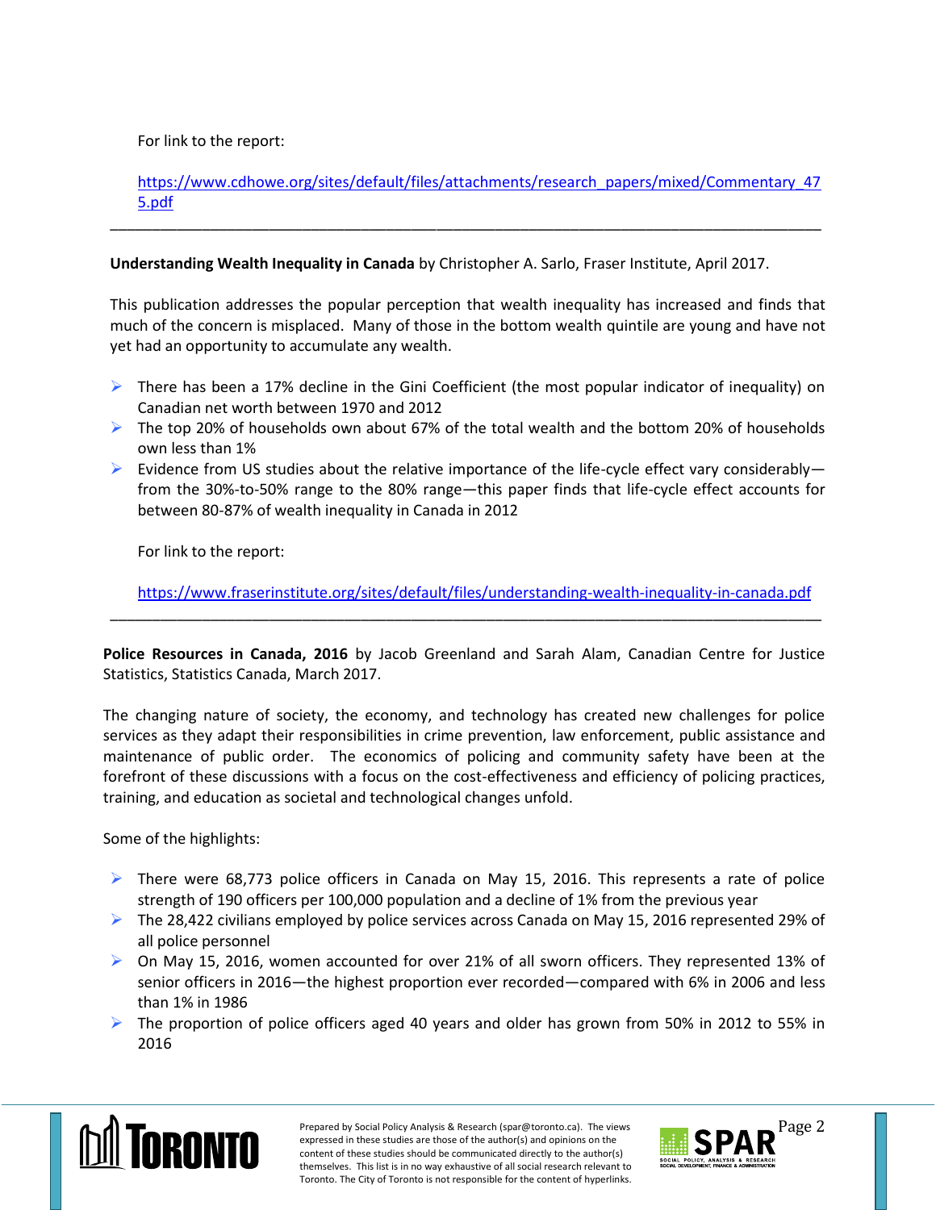For link to the report:

https://www.cdhowe.org/sites/default/files/attachments/research_papers/mixed/Commentary_475.pdf

---

**Understanding Wealth Inequality in Canada** by Christopher A. Sarlo, Fraser Institute, April 2017.

This publication addresses the popular perception that wealth inequality has increased and finds that much of the concern is misplaced. Many of those in the bottom wealth quintile are young and have not yet had an opportunity to accumulate any wealth.

- There has been a 17% decline in the Gini Coefficient (the most popular indicator of inequality) on Canadian net worth between 1970 and 2012
- The top 20% of households own about 67% of the total wealth and the bottom 20% of households own less than 1%
- Evidence from US studies about the relative importance of the life-cycle effect vary considerably—from the 30%-to-50% range to the 80% range—this paper finds that life-cycle effect accounts for between 80-87% of wealth inequality in Canada in 2012

For link to the report:

https://www.fraserinstitute.org/sites/default/files/understanding-wealth-inequality-in-canada.pdf

---

**Police Resources in Canada, 2016** by Jacob Greenland and Sarah Alam, Canadian Centre for Justice Statistics, Statistics Canada, March 2017.

The changing nature of society, the economy, and technology has created new challenges for police services as they adapt their responsibilities in crime prevention, law enforcement, public assistance and maintenance of public order. The economics of policing and community safety have been at the forefront of these discussions with a focus on the cost-effectiveness and efficiency of policing practices, training, and education as societal and technological changes unfold.

Some of the highlights:

- There were 68,773 police officers in Canada on May 15, 2016. This represents a rate of police strength of 190 officers per 100,000 population and a decline of 1% from the previous year
- The 28,422 civilians employed by police services across Canada on May 15, 2016 represented 29% of all police personnel
- On May 15, 2016, women accounted for over 21% of all sworn officers. They represented 13% of senior officers in 2016—the highest proportion ever recorded—compared with 6% in 2006 and less than 1% in 1986
- The proportion of police officers aged 40 years and older has grown from 50% in 2012 to 55% in 2016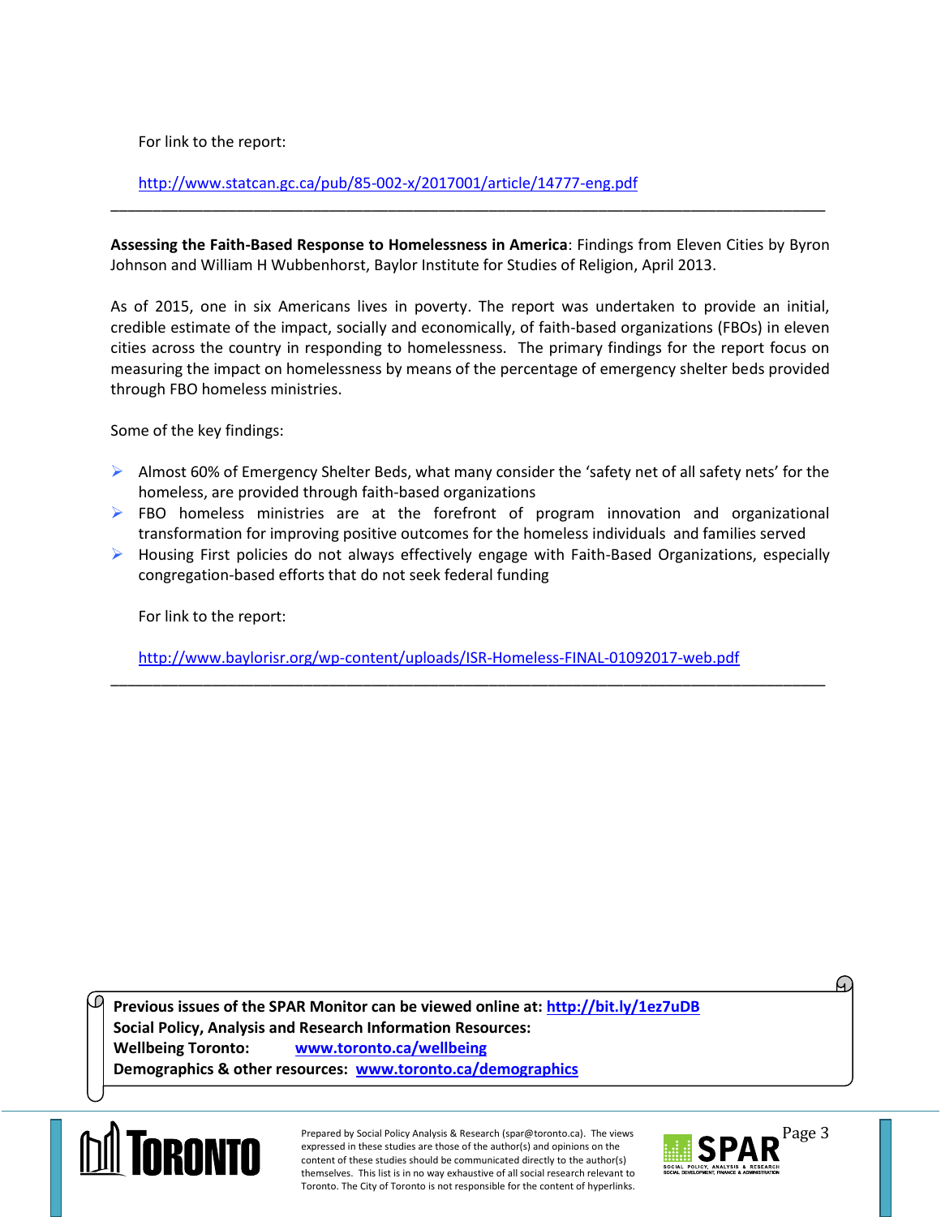For link to the report:

http://www.statcan.gc.ca/pub/85-002-x/2017001/article/14777-eng.pdf

---

**Assessing the Faith-Based Response to Homelessness in America**: Findings from Eleven Cities by Byron Johnson and William H Wubbenhorst, Baylor Institute for Studies of Religion, April 2013.

As of 2015, one in six Americans lives in poverty. The report was undertaken to provide an initial, credible estimate of the impact, socially and economically, of faith-based organizations (FBOs) in eleven cities across the country in responding to homelessness. The primary findings for the report focus on measuring the impact on homelessness by means of the percentage of emergency shelter beds provided through FBO homeless ministries.

Some of the key findings:

- Almost 60% of Emergency Shelter Beds, what many consider the 'safety net of all safety nets' for the homeless, are provided through faith-based organizations
- FBO homeless ministries are at the forefront of program innovation and organizational transformation for improving positive outcomes for the homeless individuals and families served
- Housing First policies do not always effectively engage with Faith-Based Organizations, especially congregation-based efforts that do not seek federal funding

For link to the report:

http://www.baylorisr.org/wp-content/uploads/ISR-Homeless-FINAL-01092017-web.pdf

---

**Previous issues of the SPAR Monitor can be viewed online at: http://bit.ly/1ez7uDB**
**Social Policy, Analysis and Research Information Resources:**
**Wellbeing Toronto: www.toronto.ca/wellbeing**
**Demographics & other resources: www.toronto.ca/demographics**

Prepared by Social Policy Analysis & Research (spar@toronto.ca). The views expressed in these studies are those of the author(s) and opinions on the content of these studies should be communicated directly to the author(s) themselves. This list is in no way exhaustive of all social research relevant to Toronto. The City of Toronto is not responsible for the content of hyperlinks.